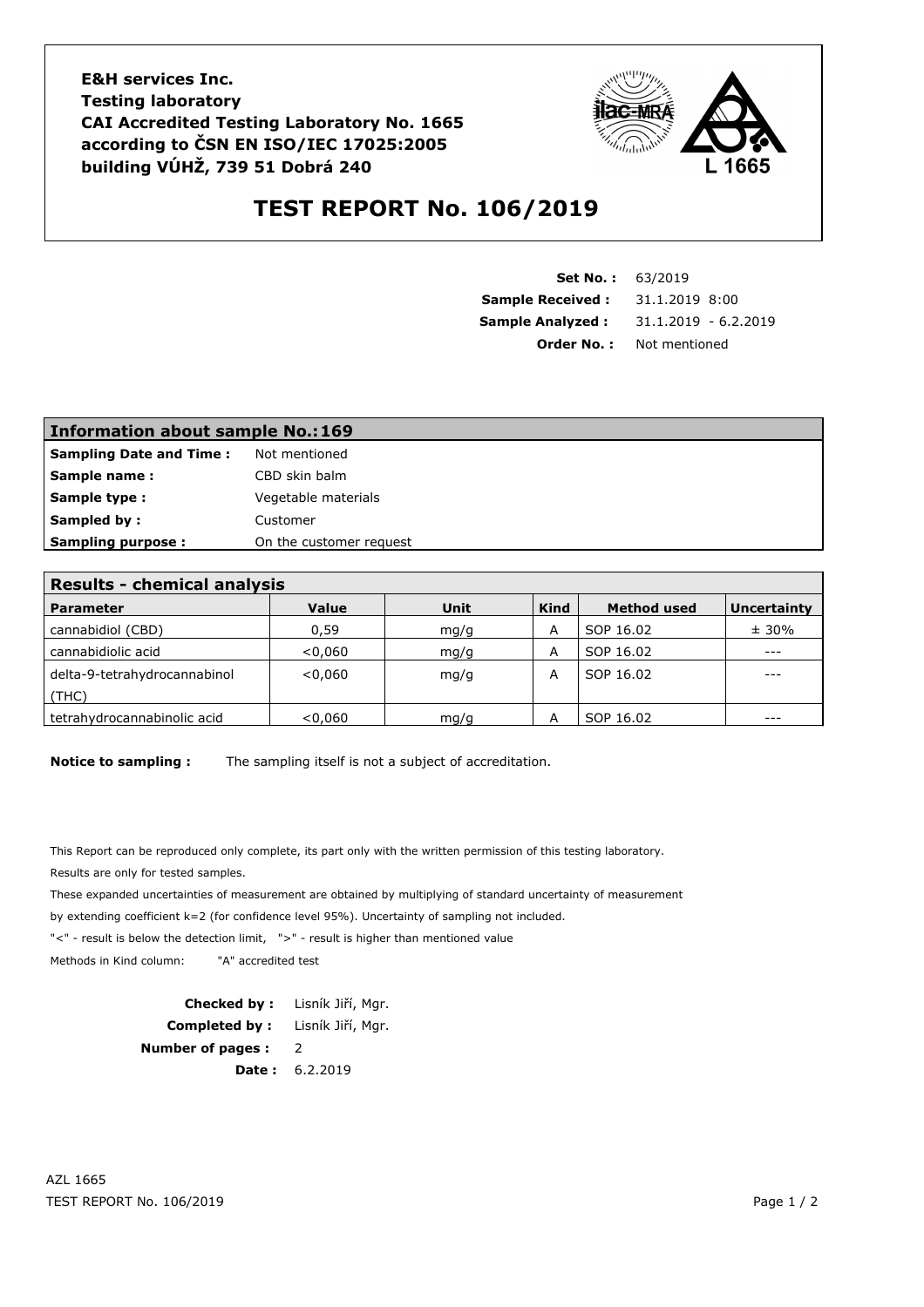**E&H services Inc.**
**Testing laboratory**
**CAI Accredited Testing Laboratory No. 1665**
**according to ČSN EN ISO/IEC 17025:2005**
**building VÚHŽ, 739 51 Dobrá 240**

L 1665

# TEST REPORT No. 106/2019

**Set No. :** 63/2019
**Sample Received :** 31.1.2019 8:00
**Sample Analyzed :** 31.1.2019 - 6.2.2019
**Order No. :** Not mentioned

| **Information about sample No.:169** | |
|---|---|
| **Sampling Date and Time :** | Not mentioned |
| **Sample name :** | CBD skin balm |
| **Sample type :** | Vegetable materials |
| **Sampled by :** | Customer |
| **Sampling purpose :** | On the customer request |

**Results - chemical analysis**

| Parameter | Value | Unit | Kind | Method used | Uncertainty |
|---|---|---|---|---|---|
| cannabidiol (CBD) | 0,59 | mg/g | A | SOP 16.02 | ± 30% |
| cannabidiolic acid | <0,060 | mg/g | A | SOP 16.02 | --- |
| delta-9-tetrahydrocannabinol (THC) | <0,060 | mg/g | A | SOP 16.02 | --- |
| tetrahydrocannabinolic acid | <0,060 | mg/g | A | SOP 16.02 | --- |

**Notice to sampling :** The sampling itself is not a subject of accreditation.

This Report can be reproduced only complete, its part only with the written permission of this testing laboratory.

Results are only for tested samples.

These expanded uncertainties of measurement are obtained by multiplying of standard uncertainty of measurement by extending coefficient k=2 (for confidence level 95%). Uncertainty of sampling not included.

"<" - result is below the detection limit, ">" - result is higher than mentioned value

Methods in Kind column: "A" accredited test

**Checked by :** Lisník Jiří, Mgr.
**Completed by :** Lisník Jiří, Mgr.
**Number of pages :** 2
**Date :** 6.2.2019

AZL 1665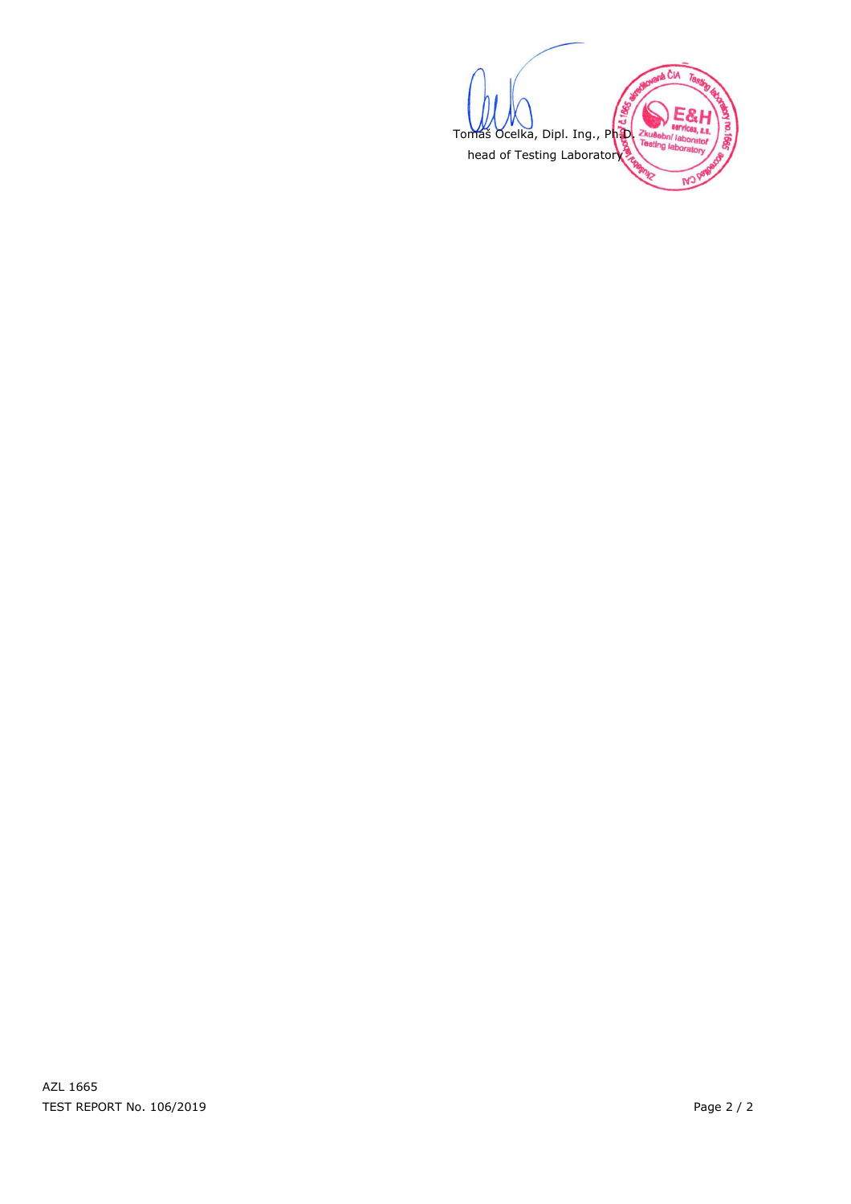Tomáš Ocelka, Dipl. Ing., Ph.D.
head of Testing Laboratory